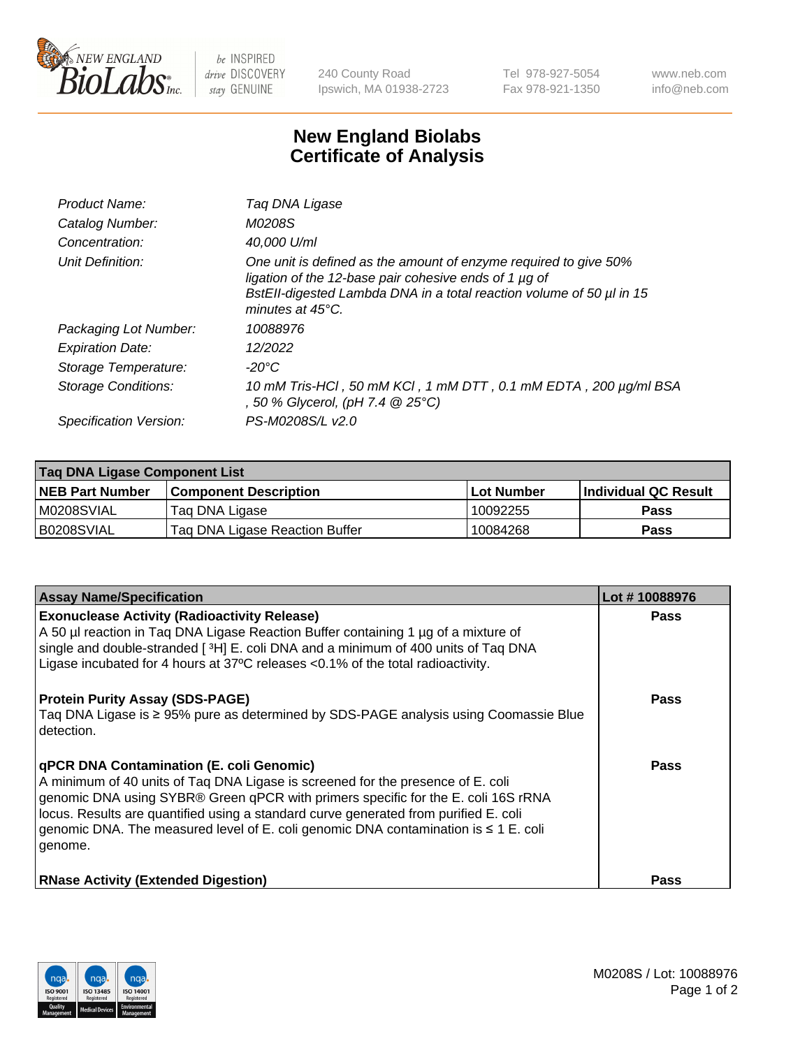# New England Biolabs
# Certificate of Analysis

| | |
|---|---|
| *Product Name:* | *Taq DNA Ligase* |
| *Catalog Number:* | *M0208S* |
| *Concentration:* | *40,000 U/ml* |
| *Unit Definition:* | *One unit is defined as the amount of enzyme required to give 50% ligation of the 12-base pair cohesive ends of 1 µg of BstEII-digested Lambda DNA in a total reaction volume of 50 µl in 15 minutes at 45°C.* |
| *Packaging Lot Number:* | *10088976* |
| *Expiration Date:* | *12/2022* |
| *Storage Temperature:* | *-20°C* |
| *Storage Conditions:* | *10 mM Tris-HCl , 50 mM KCl , 1 mM DTT , 0.1 mM EDTA , 200 µg/ml BSA , 50 % Glycerol, (pH 7.4 @ 25°C)* |
| *Specification Version:* | *PS-M0208S/L v2.0* |

| **Taq DNA Ligase Component List** | | | |
|---|---|---|---|
| **NEB Part Number** | **Component Description** | **Lot Number** | **Individual QC Result** |
| M0208SVIAL | Taq DNA Ligase | 10092255 | **Pass** |
| B0208SVIAL | Taq DNA Ligase Reaction Buffer | 10084268 | **Pass** |

| **Assay Name/Specification** | **Lot # 10088976** |
|---|---|
| **Exonuclease Activity (Radioactivity Release)**<br>A 50 µl reaction in Taq DNA Ligase Reaction Buffer containing 1 µg of a mixture of single and double-stranded [ $^{3}$H] E. coli DNA and a minimum of 400 units of Taq DNA Ligase incubated for 4 hours at 37ºC releases <0.1% of the total radioactivity. | **Pass** |
| **Protein Purity Assay (SDS-PAGE)**<br>Taq DNA Ligase is ≥ 95% pure as determined by SDS-PAGE analysis using Coomassie Blue detection. | **Pass** |
| **qPCR DNA Contamination (E. coli Genomic)**<br>A minimum of 40 units of Taq DNA Ligase is screened for the presence of E. coli genomic DNA using SYBR® Green qPCR with primers specific for the E. coli 16S rRNA locus. Results are quantified using a standard curve generated from purified E. coli genomic DNA. The measured level of E. coli genomic DNA contamination is ≤ 1 E. coli genome. | **Pass** |
| **RNase Activity (Extended Digestion)** | **Pass** |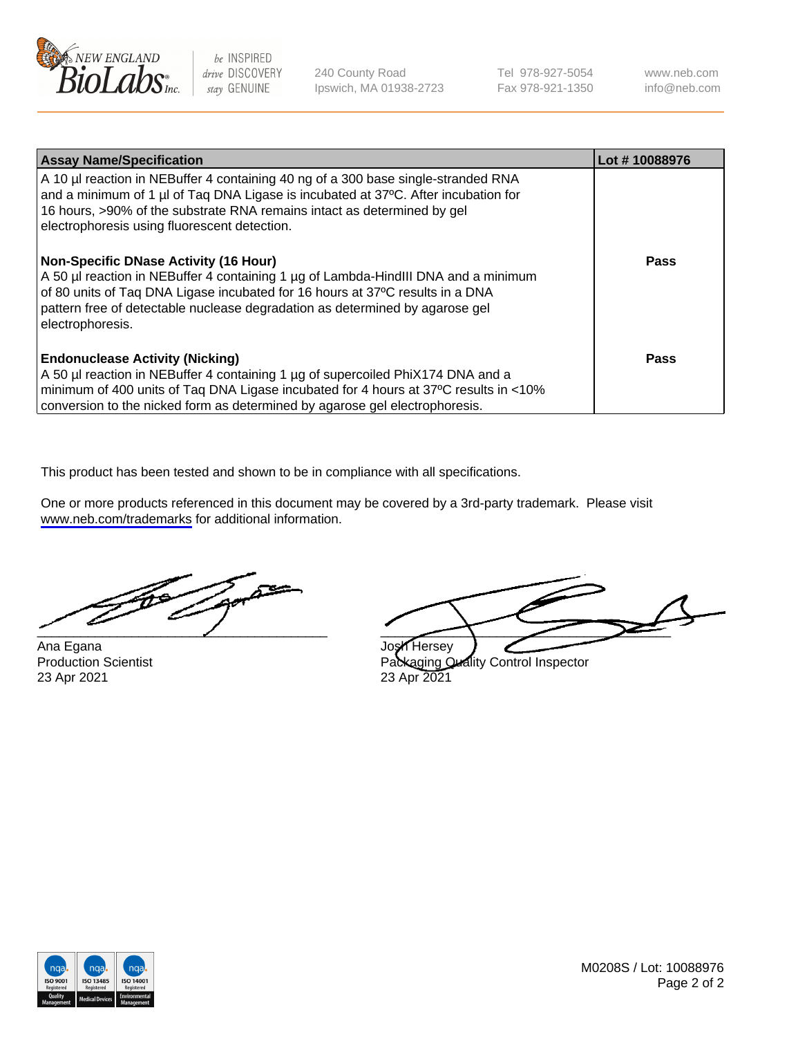240 County Road
Ipswich, MA 01938-2723

Tel 978-927-5054
Fax 978-921-1350

www.neb.com
info@neb.com

| Assay Name/Specification | Lot # 10088976 |
|---|---|
| A 10 µl reaction in NEBuffer 4 containing 40 ng of a 300 base single-stranded RNA and a minimum of 1 µl of Taq DNA Ligase is incubated at 37ºC. After incubation for 16 hours, >90% of the substrate RNA remains intact as determined by gel electrophoresis using fluorescent detection. | |
| **Non-Specific DNase Activity (16 Hour)** A 50 µl reaction in NEBuffer 4 containing 1 µg of Lambda-HindIII DNA and a minimum of 80 units of Taq DNA Ligase incubated for 16 hours at 37ºC results in a DNA pattern free of detectable nuclease degradation as determined by agarose gel electrophoresis. | **Pass** |
| **Endonuclease Activity (Nicking)** A 50 µl reaction in NEBuffer 4 containing 1 µg of supercoiled PhiX174 DNA and a minimum of 400 units of Taq DNA Ligase incubated for 4 hours at 37ºC results in <10% conversion to the nicked form as determined by agarose gel electrophoresis. | **Pass** |

This product has been tested and shown to be in compliance with all specifications.

One or more products referenced in this document may be covered by a 3rd-party trademark. Please visit www.neb.com/trademarks for additional information.

Ana Egana
Production Scientist
23 Apr 2021

Josh Hersey
Packaging Quality Control Inspector
23 Apr 2021

M0208S / Lot: 10088976